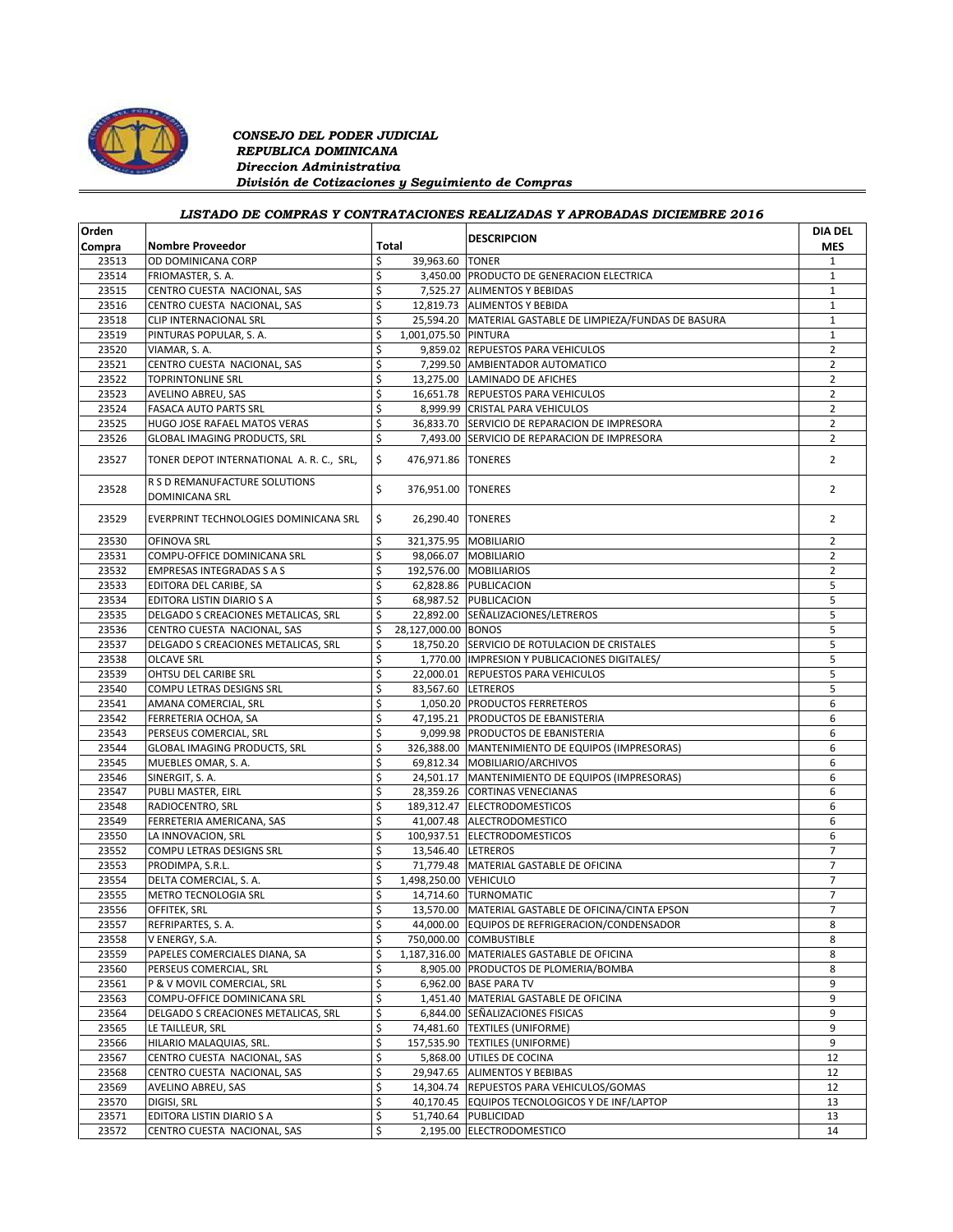*CONSEJO DEL PODER JUDICIAL*
*REPUBLICA DOMINICANA*
*Direccion Administrativa*
*División de Cotizaciones y Seguimiento de Compras*

### *LISTADO DE COMPRAS Y CONTRATACIONES REALIZADAS Y APROBADAS DICIEMBRE 2016*

| Orden Compra | Nombre Proveedor | Total | DESCRIPCION | DIA DEL MES |
|---|---|---|---|---|
| 23513 | OD DOMINICANA CORP | $ 39,963.60 | TONER | 1 |
| 23514 | FRIOMASTER, S. A. | $ 3,450.00 | PRODUCTO DE GENERACION ELECTRICA | 1 |
| 23515 | CENTRO CUESTA NACIONAL, SAS | $ 7,525.27 | ALIMENTOS Y BEBIDAS | 1 |
| 23516 | CENTRO CUESTA NACIONAL, SAS | $ 12,819.73 | ALIMENTOS Y BEBIDA | 1 |
| 23518 | CLIP INTERNACIONAL SRL | $ 25,594.20 | MATERIAL GASTABLE DE LIMPIEZA/FUNDAS DE BASURA | 1 |
| 23519 | PINTURAS POPULAR, S. A. | $ 1,001,075.50 | PINTURA | 1 |
| 23520 | VIAMAR, S. A. | $ 9,859.02 | REPUESTOS PARA VEHICULOS | 2 |
| 23521 | CENTRO CUESTA NACIONAL, SAS | $ 7,299.50 | AMBIENTADOR AUTOMATICO | 2 |
| 23522 | TOPRINTONLINE SRL | $ 13,275.00 | LAMINADO DE AFICHES | 2 |
| 23523 | AVELINO ABREU, SAS | $ 16,651.78 | REPUESTOS PARA VEHICULOS | 2 |
| 23524 | FASACA AUTO PARTS SRL | $ 8,999.99 | CRISTAL PARA VEHICULOS | 2 |
| 23525 | HUGO JOSE RAFAEL MATOS VERAS | $ 36,833.70 | SERVICIO DE REPARACION DE IMPRESORA | 2 |
| 23526 | GLOBAL IMAGING PRODUCTS, SRL | $ 7,493.00 | SERVICIO DE REPARACION DE IMPRESORA | 2 |
| 23527 | TONER DEPOT INTERNATIONAL A. R. C., SRL, | $ 476,971.86 | TONERES | 2 |
| 23528 | R S D REMANUFACTURE SOLUTIONS DOMINICANA SRL | $ 376,951.00 | TONERES | 2 |
| 23529 | EVERPRINT TECHNOLOGIES DOMINICANA SRL | $ 26,290.40 | TONERES | 2 |
| 23530 | OFINOVA SRL | $ 321,375.95 | MOBILIARIO | 2 |
| 23531 | COMPU-OFFICE DOMINICANA SRL | $ 98,066.07 | MOBILIARIO | 2 |
| 23532 | EMPRESAS INTEGRADAS S A S | $ 192,576.00 | MOBILIARIOS | 2 |
| 23533 | EDITORA DEL CARIBE, SA | $ 62,828.86 | PUBLICACION | 5 |
| 23534 | EDITORA LISTIN DIARIO S A | $ 68,987.52 | PUBLICACION | 5 |
| 23535 | DELGADO S CREACIONES METALICAS, SRL | $ 22,892.00 | SEÑALIZACIONES/LETREROS | 5 |
| 23536 | CENTRO CUESTA NACIONAL, SAS | $ 28,127,000.00 | BONOS | 5 |
| 23537 | DELGADO S CREACIONES METALICAS, SRL | $ 18,750.20 | SERVICIO DE ROTULACION DE CRISTALES | 5 |
| 23538 | OLCAVE SRL | $ 1,770.00 | IMPRESION Y PUBLICACIONES DIGITALES/ | 5 |
| 23539 | OHTSU DEL CARIBE SRL | $ 22,000.01 | REPUESTOS PARA VEHICULOS | 5 |
| 23540 | COMPU LETRAS DESIGNS SRL | $ 83,567.60 | LETREROS | 5 |
| 23541 | AMANA COMERCIAL, SRL | $ 1,050.20 | PRODUCTOS FERRETEROS | 6 |
| 23542 | FERRETERIA OCHOA, SA | $ 47,195.21 | PRODUCTOS DE EBANISTERIA | 6 |
| 23543 | PERSEUS COMERCIAL, SRL | $ 9,099.98 | PRODUCTOS DE EBANISTERIA | 6 |
| 23544 | GLOBAL IMAGING PRODUCTS, SRL | $ 326,388.00 | MANTENIMIENTO DE EQUIPOS (IMPRESORAS) | 6 |
| 23545 | MUEBLES OMAR, S. A. | $ 69,812.34 | MOBILIARIO/ARCHIVOS | 6 |
| 23546 | SINERGIT, S. A. | $ 24,501.17 | MANTENIMIENTO DE EQUIPOS (IMPRESORAS) | 6 |
| 23547 | PUBLI MASTER, EIRL | $ 28,359.26 | CORTINAS VENECIANAS | 6 |
| 23548 | RADIOCENTRO, SRL | $ 189,312.47 | ELECTRODOMESTICOS | 6 |
| 23549 | FERRETERIA AMERICANA, SAS | $ 41,007.48 | ALECTRODOMESTICO | 6 |
| 23550 | LA INNOVACION, SRL | $ 100,937.51 | ELECTRODOMESTICOS | 6 |
| 23552 | COMPU LETRAS DESIGNS SRL | $ 13,546.40 | LETREROS | 7 |
| 23553 | PRODIMPA, S.R.L. | $ 71,779.48 | MATERIAL GASTABLE DE OFICINA | 7 |
| 23554 | DELTA COMERCIAL, S. A. | $ 1,498,250.00 | VEHICULO | 7 |
| 23555 | METRO TECNOLOGIA SRL | $ 14,714.60 | TURNOMATIC | 7 |
| 23556 | OFFITEK, SRL | $ 13,570.00 | MATERIAL GASTABLE DE OFICINA/CINTA EPSON | 7 |
| 23557 | REFRIPARTES, S. A. | $ 44,000.00 | EQUIPOS DE REFRIGERACION/CONDENSADOR | 8 |
| 23558 | V ENERGY, S.A. | $ 750,000.00 | COMBUSTIBLE | 8 |
| 23559 | PAPELES COMERCIALES DIANA, SA | $ 1,187,316.00 | MATERIALES GASTABLE DE OFICINA | 8 |
| 23560 | PERSEUS COMERCIAL, SRL | $ 8,905.00 | PRODUCTOS DE PLOMERIA/BOMBA | 8 |
| 23561 | P & V MOVIL COMERCIAL, SRL | $ 6,962.00 | BASE PARA TV | 9 |
| 23563 | COMPU-OFFICE DOMINICANA SRL | $ 1,451.40 | MATERIAL GASTABLE DE OFICINA | 9 |
| 23564 | DELGADO S CREACIONES METALICAS, SRL | $ 6,844.00 | SEÑALIZACIONES FISICAS | 9 |
| 23565 | LE TAILLEUR, SRL | $ 74,481.60 | TEXTILES (UNIFORME) | 9 |
| 23566 | HILARIO MALAQUIAS, SRL. | $ 157,535.90 | TEXTILES (UNIFORME) | 9 |
| 23567 | CENTRO CUESTA NACIONAL, SAS | $ 5,868.00 | UTILES DE COCINA | 12 |
| 23568 | CENTRO CUESTA NACIONAL, SAS | $ 29,947.65 | ALIMENTOS Y BEBIBAS | 12 |
| 23569 | AVELINO ABREU, SAS | $ 14,304.74 | REPUESTOS PARA VEHICULOS/GOMAS | 12 |
| 23570 | DIGISI, SRL | $ 40,170.45 | EQUIPOS TECNOLOGICOS Y DE INF/LAPTOP | 13 |
| 23571 | EDITORA LISTIN DIARIO S A | $ 51,740.64 | PUBLICIDAD | 13 |
| 23572 | CENTRO CUESTA NACIONAL, SAS | $ 2,195.00 | ELECTRODOMESTICO | 14 |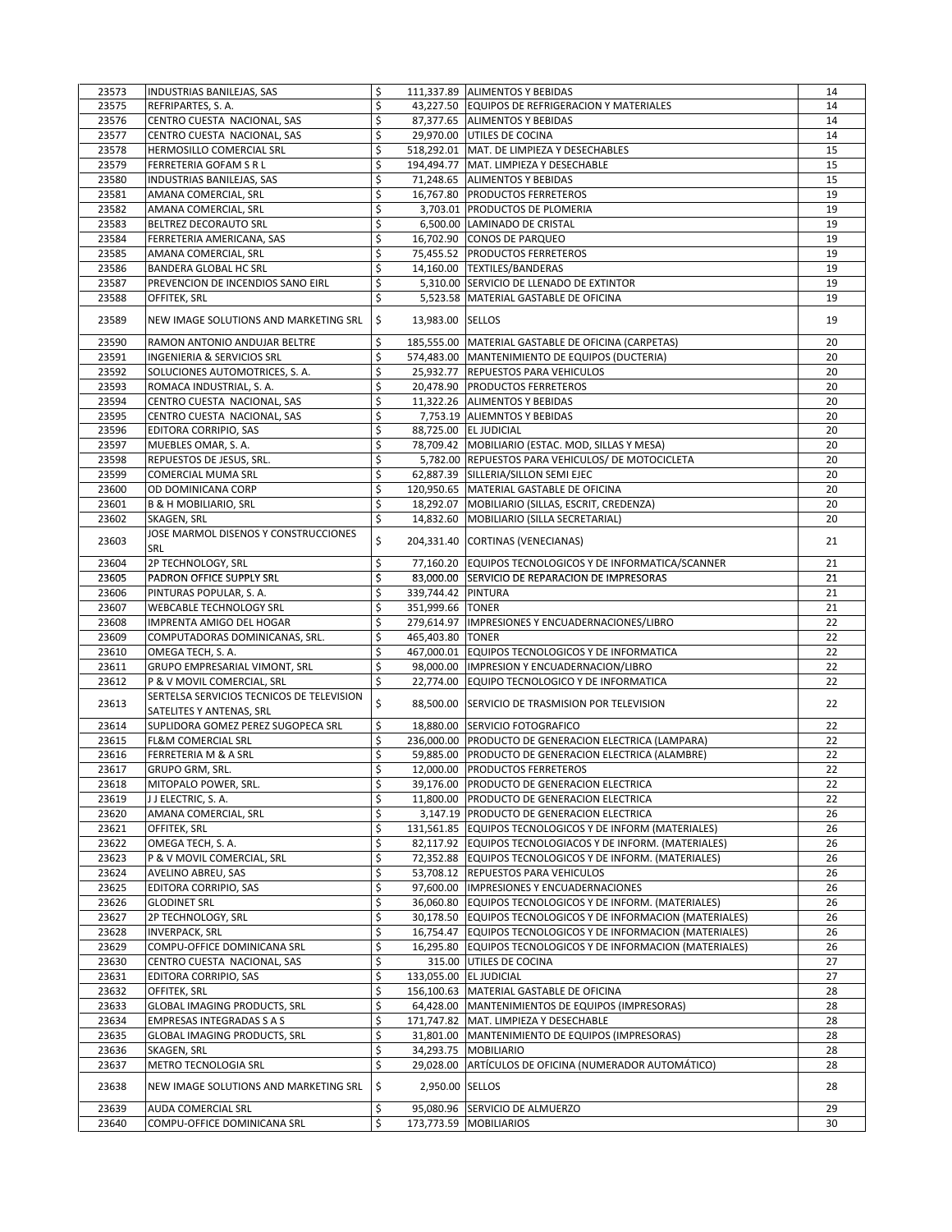| | | | | | |
|---|---|---|---|---|---|
| 23573 | INDUSTRIAS BANILEJAS, SAS | $ | 111,337.89 | ALIMENTOS Y BEBIDAS | 14 |
| 23575 | REFRIPARTES, S. A. | $ | 43,227.50 | EQUIPOS DE REFRIGERACION Y MATERIALES | 14 |
| 23576 | CENTRO CUESTA NACIONAL, SAS | $ | 87,377.65 | ALIMENTOS Y BEBIDAS | 14 |
| 23577 | CENTRO CUESTA NACIONAL, SAS | $ | 29,970.00 | UTILES DE COCINA | 14 |
| 23578 | HERMOSILLO COMERCIAL SRL | $ | 518,292.01 | MAT. DE LIMPIEZA Y DESECHABLES | 15 |
| 23579 | FERRETERIA GOFAM S R L | $ | 194,494.77 | MAT. LIMPIEZA Y DESECHABLE | 15 |
| 23580 | INDUSTRIAS BANILEJAS, SAS | $ | 71,248.65 | ALIMENTOS Y BEBIDAS | 15 |
| 23581 | AMANA COMERCIAL, SRL | $ | 16,767.80 | PRODUCTOS FERRETEROS | 19 |
| 23582 | AMANA COMERCIAL, SRL | $ | 3,703.01 | PRODUCTOS DE PLOMERIA | 19 |
| 23583 | BELTREZ DECORAUTO SRL | $ | 6,500.00 | LAMINADO DE CRISTAL | 19 |
| 23584 | FERRETERIA AMERICANA, SAS | $ | 16,702.90 | CONOS DE PARQUEO | 19 |
| 23585 | AMANA COMERCIAL, SRL | $ | 75,455.52 | PRODUCTOS FERRETEROS | 19 |
| 23586 | BANDERA GLOBAL HC SRL | $ | 14,160.00 | TEXTILES/BANDERAS | 19 |
| 23587 | PREVENCION DE INCENDIOS SANO EIRL | $ | 5,310.00 | SERVICIO DE LLENADO DE EXTINTOR | 19 |
| 23588 | OFFITEK, SRL | $ | 5,523.58 | MATERIAL GASTABLE DE OFICINA | 19 |
| 23589 | NEW IMAGE SOLUTIONS AND MARKETING SRL | $ | 13,983.00 | SELLOS | 19 |
| 23590 | RAMON ANTONIO ANDUJAR BELTRE | $ | 185,555.00 | MATERIAL GASTABLE DE OFICINA (CARPETAS) | 20 |
| 23591 | INGENIERIA & SERVICIOS SRL | $ | 574,483.00 | MANTENIMIENTO DE EQUIPOS (DUCTERIA) | 20 |
| 23592 | SOLUCIONES AUTOMOTRICES, S. A. | $ | 25,932.77 | REPUESTOS PARA VEHICULOS | 20 |
| 23593 | ROMACA INDUSTRIAL, S. A. | $ | 20,478.90 | PRODUCTOS FERRETEROS | 20 |
| 23594 | CENTRO CUESTA NACIONAL, SAS | $ | 11,322.26 | ALIMENTOS Y BEBIDAS | 20 |
| 23595 | CENTRO CUESTA NACIONAL, SAS | $ | 7,753.19 | ALIEMNTOS Y BEBIDAS | 20 |
| 23596 | EDITORA CORRIPIO, SAS | $ | 88,725.00 | EL JUDICIAL | 20 |
| 23597 | MUEBLES OMAR, S. A. | $ | 78,709.42 | MOBILIARIO (ESTAC. MOD, SILLAS Y MESA) | 20 |
| 23598 | REPUESTOS DE JESUS, SRL. | $ | 5,782.00 | REPUESTOS PARA VEHICULOS/ DE MOTOCICLETA | 20 |
| 23599 | COMERCIAL MUMA SRL | $ | 62,887.39 | SILLERIA/SILLON SEMI EJEC | 20 |
| 23600 | OD DOMINICANA CORP | $ | 120,950.65 | MATERIAL GASTABLE DE OFICINA | 20 |
| 23601 | B & H MOBILIARIO, SRL | $ | 18,292.07 | MOBILIARIO (SILLAS, ESCRIT, CREDENZA) | 20 |
| 23602 | SKAGEN, SRL | $ | 14,832.60 | MOBILIARIO (SILLA SECRETARIAL) | 20 |
| 23603 | JOSE MARMOL DISENOS Y CONSTRUCCIONES SRL | $ | 204,331.40 | CORTINAS (VENECIANAS) | 21 |
| 23604 | 2P TECHNOLOGY, SRL | $ | 77,160.20 | EQUIPOS TECNOLOGICOS Y DE INFORMATICA/SCANNER | 21 |
| 23605 | PADRON OFFICE SUPPLY SRL | $ | 83,000.00 | SERVICIO DE REPARACION DE IMPRESORAS | 21 |
| 23606 | PINTURAS POPULAR, S. A. | $ | 339,744.42 | PINTURA | 21 |
| 23607 | WEBCABLE TECHNOLOGY SRL | $ | 351,999.66 | TONER | 21 |
| 23608 | IMPRENTA AMIGO DEL HOGAR | $ | 279,614.97 | IMPRESIONES Y ENCUADERNACIONES/LIBRO | 22 |
| 23609 | COMPUTADORAS DOMINICANAS, SRL. | $ | 465,403.80 | TONER | 22 |
| 23610 | OMEGA TECH, S. A. | $ | 467,000.01 | EQUIPOS TECNOLOGICOS Y DE INFORMATICA | 22 |
| 23611 | GRUPO EMPRESARIAL VIMONT, SRL | $ | 98,000.00 | IMPRESION Y ENCUADERNACION/LIBRO | 22 |
| 23612 | P & V MOVIL COMERCIAL, SRL | $ | 22,774.00 | EQUIPO TECNOLOGICO Y DE INFORMATICA | 22 |
| 23613 | SERTELSA SERVICIOS TECNICOS DE TELEVISION SATELITES Y ANTENAS, SRL | $ | 88,500.00 | SERVICIO DE TRASMISION POR TELEVISION | 22 |
| 23614 | SUPLIDORA GOMEZ PEREZ SUGOPECA SRL | $ | 18,880.00 | SERVICIO FOTOGRAFICO | 22 |
| 23615 | FL&M COMERCIAL SRL | $ | 236,000.00 | PRODUCTO DE GENERACION ELECTRICA (LAMPARA) | 22 |
| 23616 | FERRETERIA M & A SRL | $ | 59,885.00 | PRODUCTO DE GENERACION ELECTRICA (ALAMBRE) | 22 |
| 23617 | GRUPO GRM, SRL. | $ | 12,000.00 | PRODUCTOS FERRETEROS | 22 |
| 23618 | MITOPALO POWER, SRL. | $ | 39,176.00 | PRODUCTO DE GENERACION ELECTRICA | 22 |
| 23619 | J J ELECTRIC, S. A. | $ | 11,800.00 | PRODUCTO DE GENERACION ELECTRICA | 22 |
| 23620 | AMANA COMERCIAL, SRL | $ | 3,147.19 | PRODUCTO DE GENERACION ELECTRICA | 26 |
| 23621 | OFFITEK, SRL | $ | 131,561.85 | EQUIPOS TECNOLOGICOS Y DE INFORM (MATERIALES) | 26 |
| 23622 | OMEGA TECH, S. A. | $ | 82,117.92 | EQUIPOS TECNOLOGIACOS Y DE INFORM. (MATERIALES) | 26 |
| 23623 | P & V MOVIL COMERCIAL, SRL | $ | 72,352.88 | EQUIPOS TECNOLOGICOS Y DE INFORM. (MATERIALES) | 26 |
| 23624 | AVELINO ABREU, SAS | $ | 53,708.12 | REPUESTOS PARA VEHICULOS | 26 |
| 23625 | EDITORA CORRIPIO, SAS | $ | 97,600.00 | IMPRESIONES Y ENCUADERNACIONES | 26 |
| 23626 | GLODINET SRL | $ | 36,060.80 | EQUIPOS TECNOLOGICOS Y DE INFORM. (MATERIALES) | 26 |
| 23627 | 2P TECHNOLOGY, SRL | $ | 30,178.50 | EQUIPOS TECNOLOGICOS Y DE INFORMACION (MATERIALES) | 26 |
| 23628 | INVERPACK, SRL | $ | 16,754.47 | EQUIPOS TECNOLOGICOS Y DE INFORMACION (MATERIALES) | 26 |
| 23629 | COMPU-OFFICE DOMINICANA SRL | $ | 16,295.80 | EQUIPOS TECNOLOGICOS Y DE INFORMACION (MATERIALES) | 26 |
| 23630 | CENTRO CUESTA NACIONAL, SAS | $ | 315.00 | UTILES DE COCINA | 27 |
| 23631 | EDITORA CORRIPIO, SAS | $ | 133,055.00 | EL JUDICIAL | 27 |
| 23632 | OFFITEK, SRL | $ | 156,100.63 | MATERIAL GASTABLE DE OFICINA | 28 |
| 23633 | GLOBAL IMAGING PRODUCTS, SRL | $ | 64,428.00 | MANTENIMIENTOS DE EQUIPOS (IMPRESORAS) | 28 |
| 23634 | EMPRESAS INTEGRADAS S A S | $ | 171,747.82 | MAT. LIMPIEZA Y DESECHABLE | 28 |
| 23635 | GLOBAL IMAGING PRODUCTS, SRL | $ | 31,801.00 | MANTENIMIENTO DE EQUIPOS (IMPRESORAS) | 28 |
| 23636 | SKAGEN, SRL | $ | 34,293.75 | MOBILIARIO | 28 |
| 23637 | METRO TECNOLOGIA SRL | $ | 29,028.00 | ARTÍCULOS DE OFICINA (NUMERADOR AUTOMÁTICO) | 28 |
| 23638 | NEW IMAGE SOLUTIONS AND MARKETING SRL | $ | 2,950.00 | SELLOS | 28 |
| 23639 | AUDA COMERCIAL SRL | $ | 95,080.96 | SERVICIO DE ALMUERZO | 29 |
| 23640 | COMPU-OFFICE DOMINICANA SRL | $ | 173,773.59 | MOBILIARIOS | 30 |